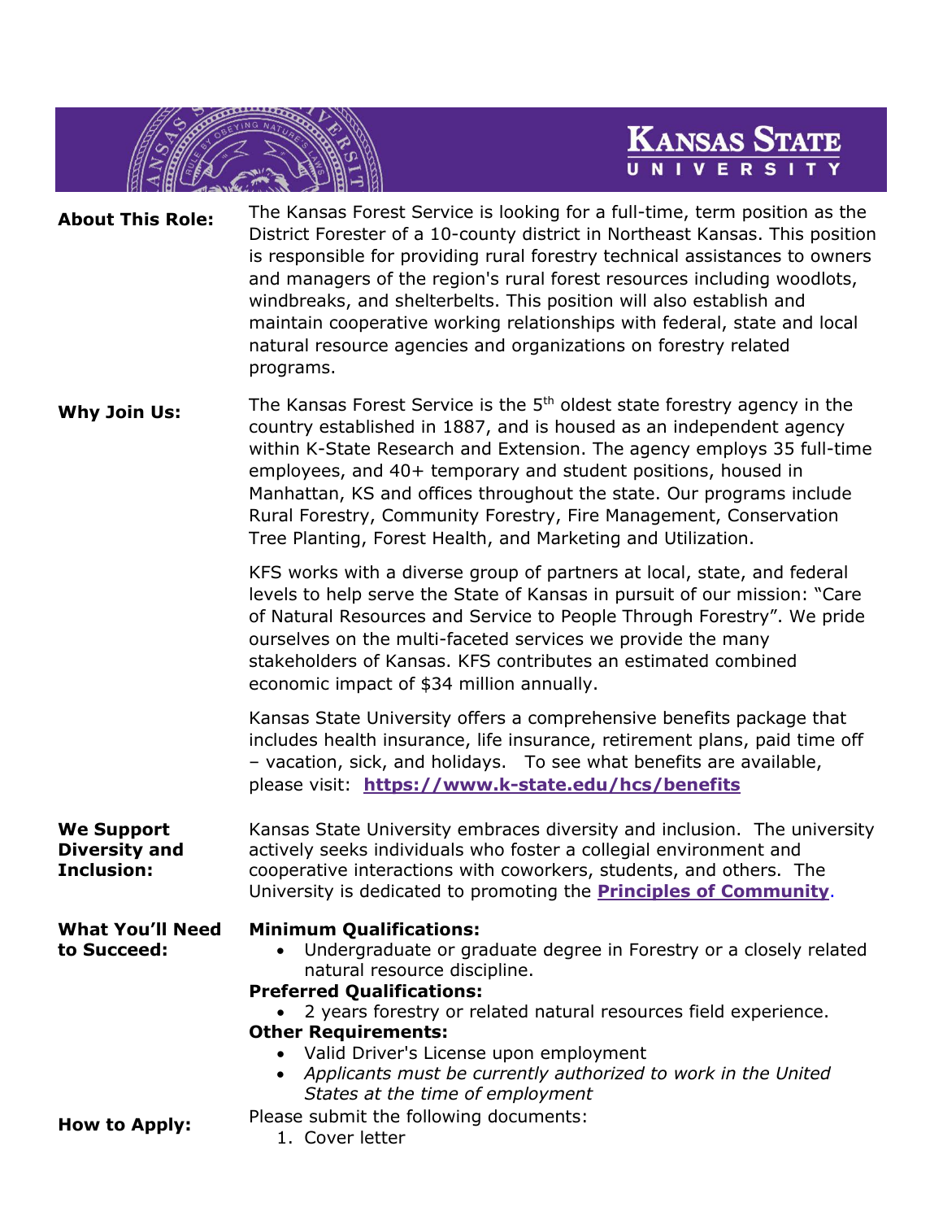**Kansas State University**

**About This Role:** The Kansas Forest Service is looking for a full-time, term position as the District Forester of a 10-county district in Northeast Kansas. This position is responsible for providing rural forestry technical assistances to owners and managers of the region's rural forest resources including woodlots, windbreaks, and shelterbelts. This position will also establish and maintain cooperative working relationships with federal, state and local natural resource agencies and organizations on forestry related programs.

**Why Join Us:** The Kansas Forest Service is the 5th oldest state forestry agency in the country established in 1887, and is housed as an independent agency within K-State Research and Extension. The agency employs 35 full-time employees, and 40+ temporary and student positions, housed in Manhattan, KS and offices throughout the state. Our programs include Rural Forestry, Community Forestry, Fire Management, Conservation Tree Planting, Forest Health, and Marketing and Utilization.

KFS works with a diverse group of partners at local, state, and federal levels to help serve the State of Kansas in pursuit of our mission: "Care of Natural Resources and Service to People Through Forestry". We pride ourselves on the multi-faceted services we provide the many stakeholders of Kansas. KFS contributes an estimated combined economic impact of $34 million annually.

Kansas State University offers a comprehensive benefits package that includes health insurance, life insurance, retirement plans, paid time off – vacation, sick, and holidays. To see what benefits are available, please visit: **https://www.k-state.edu/hcs/benefits**

**We Support Diversity and Inclusion:** Kansas State University embraces diversity and inclusion. The university actively seeks individuals who foster a collegial environment and cooperative interactions with coworkers, students, and others. The University is dedicated to promoting the **Principles of Community**.

**What You'll Need to Succeed:**

**Minimum Qualifications:**
- Undergraduate or graduate degree in Forestry or a closely related natural resource discipline.

**Preferred Qualifications:**
- 2 years forestry or related natural resources field experience.

**Other Requirements:**
- Valid Driver's License upon employment
- *Applicants must be currently authorized to work in the United States at the time of employment*

**How to Apply:** Please submit the following documents:

1. Cover letter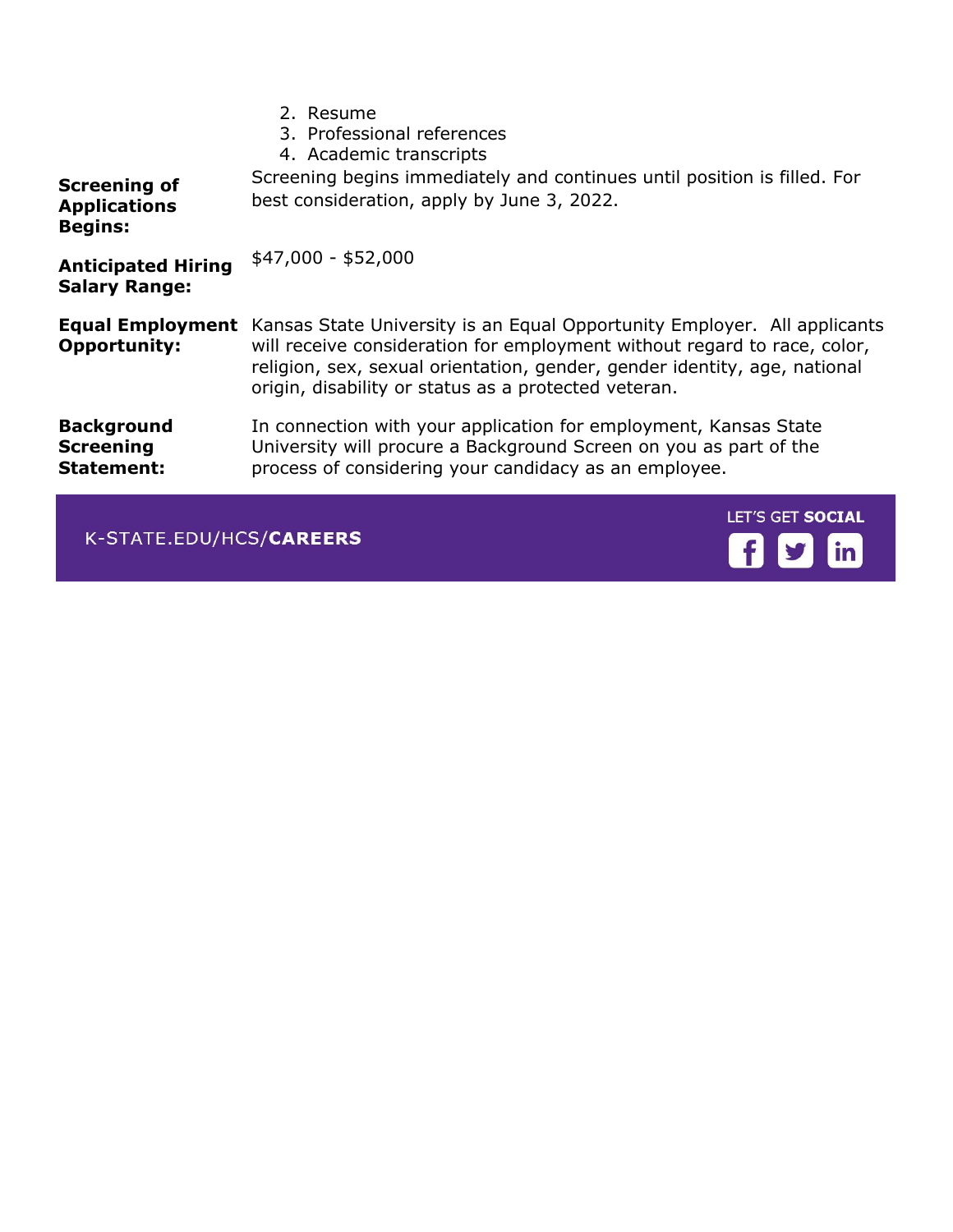2. Resume
3. Professional references
4. Academic transcripts

**Screening of Applications Begins:** Screening begins immediately and continues until position is filled. For best consideration, apply by June 3, 2022.

**Anticipated Hiring Salary Range:** $47,000 - $52,000

**Equal Employment Opportunity:** Kansas State University is an Equal Opportunity Employer. All applicants will receive consideration for employment without regard to race, color, religion, sex, sexual orientation, gender, gender identity, age, national origin, disability or status as a protected veteran.

**Background Screening Statement:** In connection with your application for employment, Kansas State University will procure a Background Screen on you as part of the process of considering your candidacy as an employee.

K-STATE.EDU/HCS/**CAREERS**

LET'S GET **SOCIAL**